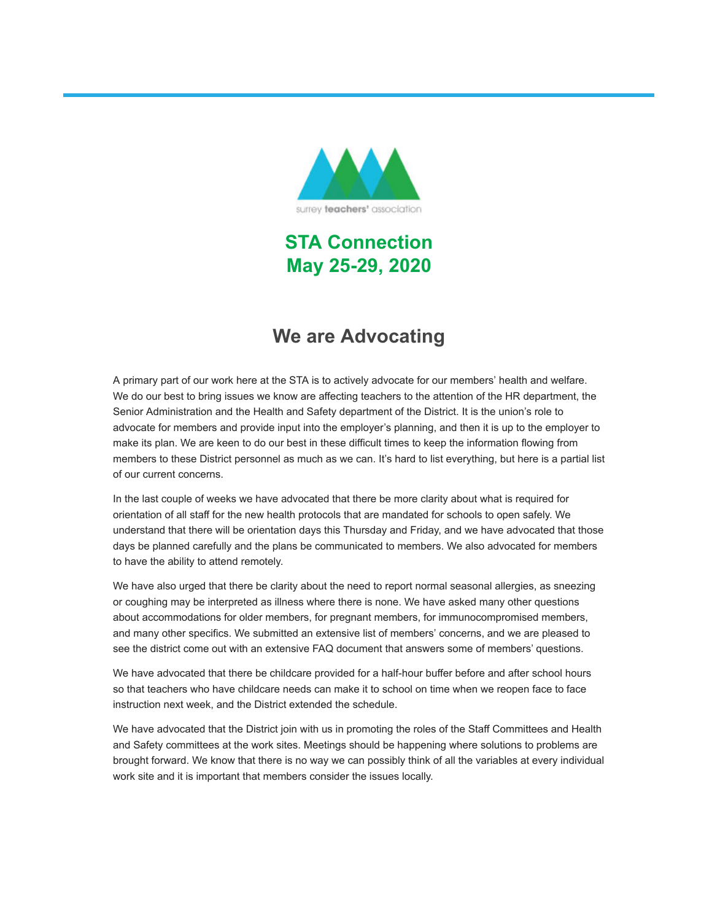surrey **teachers'** association

# STA Connection
# May 25-29, 2020

## We are Advocating

A primary part of our work here at the STA is to actively advocate for our members' health and welfare. We do our best to bring issues we know are affecting teachers to the attention of the HR department, the Senior Administration and the Health and Safety department of the District. It is the union's role to advocate for members and provide input into the employer's planning, and then it is up to the employer to make its plan. We are keen to do our best in these difficult times to keep the information flowing from members to these District personnel as much as we can. It's hard to list everything, but here is a partial list of our current concerns.

In the last couple of weeks we have advocated that there be more clarity about what is required for orientation of all staff for the new health protocols that are mandated for schools to open safely. We understand that there will be orientation days this Thursday and Friday, and we have advocated that those days be planned carefully and the plans be communicated to members. We also advocated for members to have the ability to attend remotely.

We have also urged that there be clarity about the need to report normal seasonal allergies, as sneezing or coughing may be interpreted as illness where there is none. We have asked many other questions about accommodations for older members, for pregnant members, for immunocompromised members, and many other specifics. We submitted an extensive list of members' concerns, and we are pleased to see the district come out with an extensive FAQ document that answers some of members' questions.

We have advocated that there be childcare provided for a half-hour buffer before and after school hours so that teachers who have childcare needs can make it to school on time when we reopen face to face instruction next week, and the District extended the schedule.

We have advocated that the District join with us in promoting the roles of the Staff Committees and Health and Safety committees at the work sites. Meetings should be happening where solutions to problems are brought forward. We know that there is no way we can possibly think of all the variables at every individual work site and it is important that members consider the issues locally.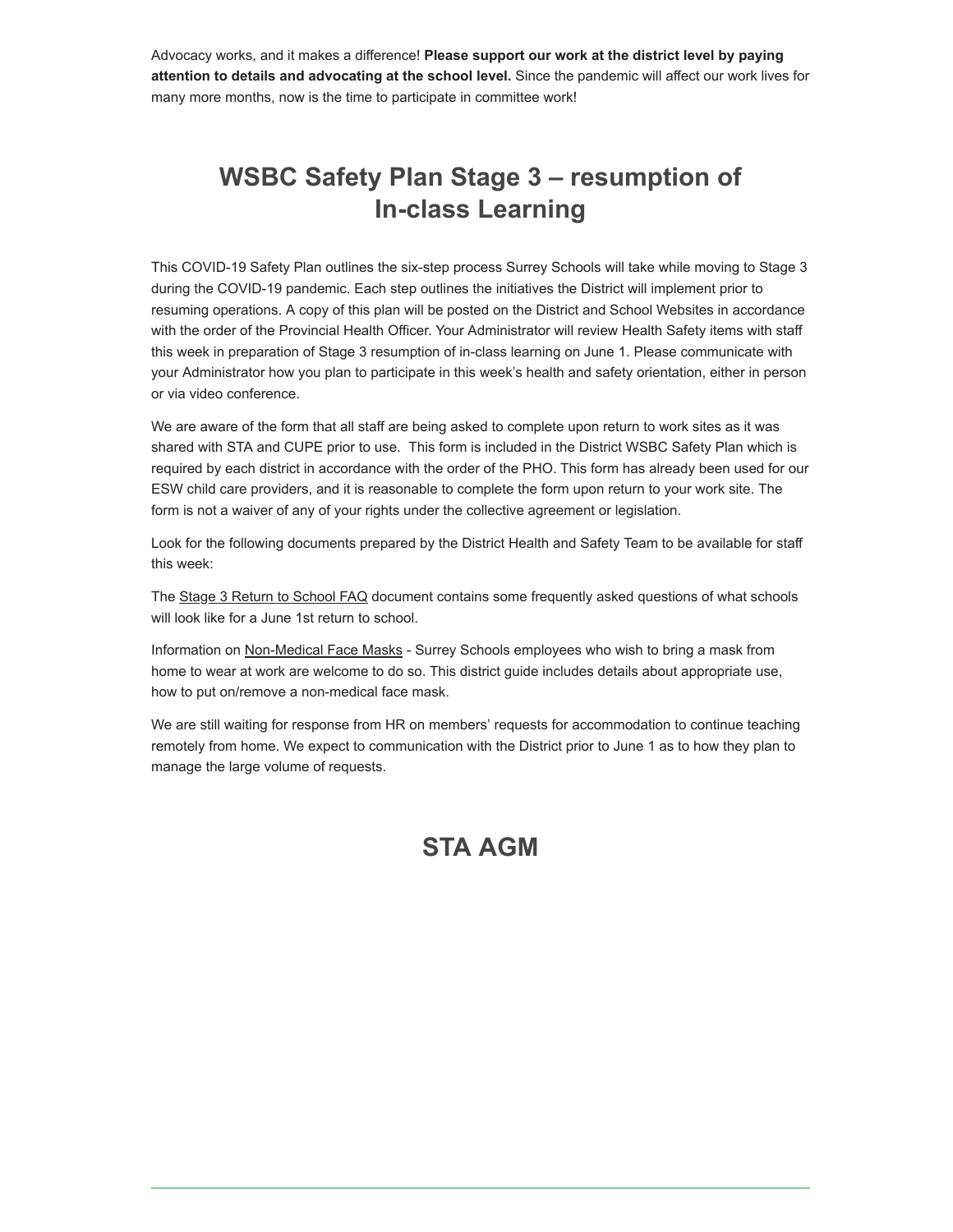Advocacy works, and it makes a difference! **Please support our work at the district level by paying attention to details and advocating at the school level.** Since the pandemic will affect our work lives for many more months, now is the time to participate in committee work!

## WSBC Safety Plan Stage 3 – resumption of In-class Learning

This COVID-19 Safety Plan outlines the six-step process Surrey Schools will take while moving to Stage 3 during the COVID-19 pandemic. Each step outlines the initiatives the District will implement prior to resuming operations. A copy of this plan will be posted on the District and School Websites in accordance with the order of the Provincial Health Officer. Your Administrator will review Health Safety items with staff this week in preparation of Stage 3 resumption of in-class learning on June 1. Please communicate with your Administrator how you plan to participate in this week's health and safety orientation, either in person or via video conference.

We are aware of the form that all staff are being asked to complete upon return to work sites as it was shared with STA and CUPE prior to use. This form is included in the District WSBC Safety Plan which is required by each district in accordance with the order of the PHO. This form has already been used for our ESW child care providers, and it is reasonable to complete the form upon return to your work site. The form is not a waiver of any of your rights under the collective agreement or legislation.

Look for the following documents prepared by the District Health and Safety Team to be available for staff this week:

The Stage 3 Return to School FAQ document contains some frequently asked questions of what schools will look like for a June 1st return to school.

Information on Non-Medical Face Masks - Surrey Schools employees who wish to bring a mask from home to wear at work are welcome to do so. This district guide includes details about appropriate use, how to put on/remove a non-medical face mask.

We are still waiting for response from HR on members' requests for accommodation to continue teaching remotely from home. We expect to communication with the District prior to June 1 as to how they plan to manage the large volume of requests.

## STA AGM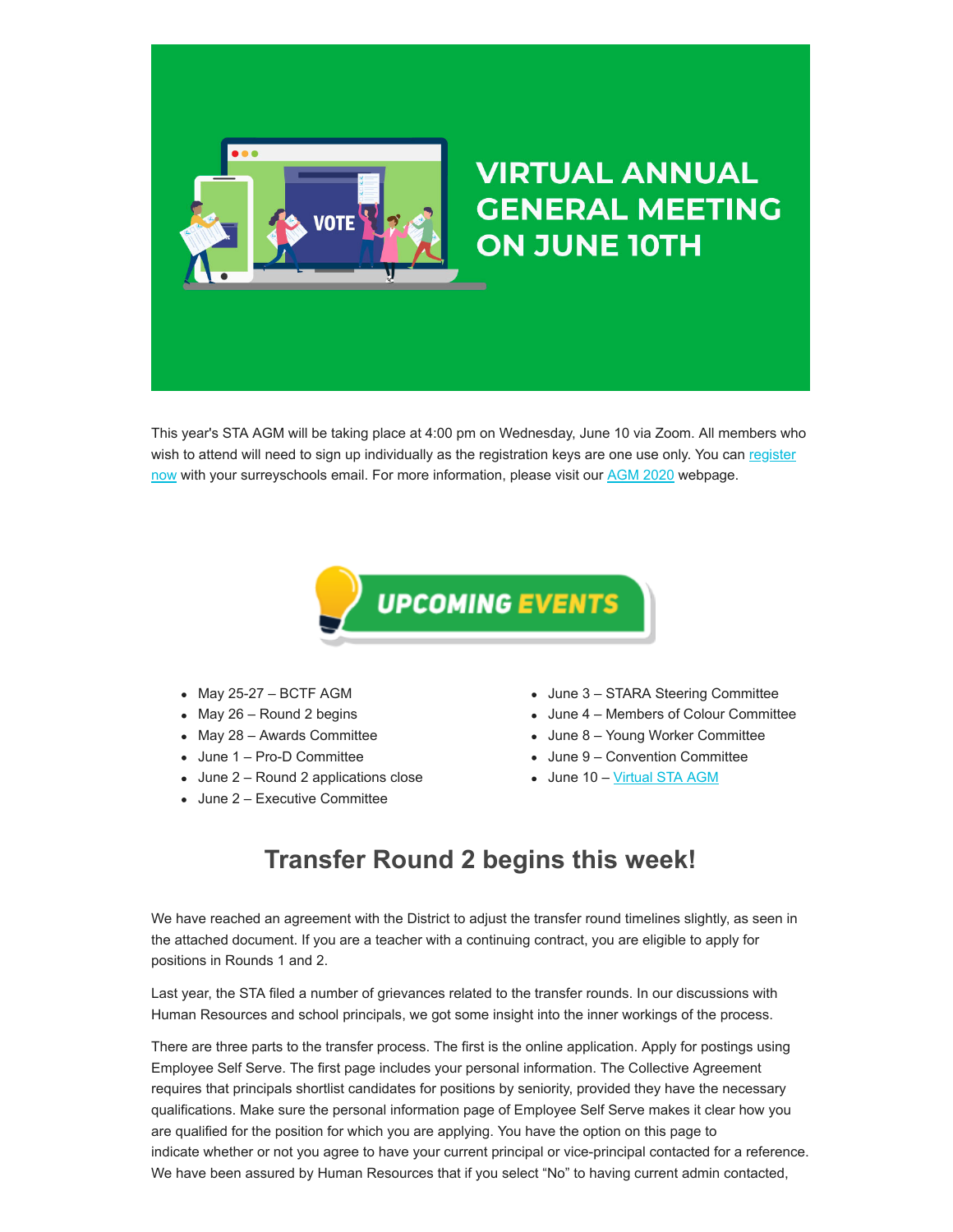# VIRTUAL ANNUAL GENERAL MEETING ON JUNE 10TH

This year's STA AGM will be taking place at 4:00 pm on Wednesday, June 10 via Zoom. All members who wish to attend will need to sign up individually as the registration keys are one use only. You can register now with your surreyschools email. For more information, please visit our AGM 2020 webpage.

## UPCOMING EVENTS

- May 25-27 – BCTF AGM
- May 26 – Round 2 begins
- May 28 – Awards Committee
- June 1 – Pro-D Committee
- June 2 – Round 2 applications close
- June 2 – Executive Committee
- June 3 – STARA Steering Committee
- June 4 – Members of Colour Committee
- June 8 – Young Worker Committee
- June 9 – Convention Committee
- June 10 – Virtual STA AGM

## Transfer Round 2 begins this week!

We have reached an agreement with the District to adjust the transfer round timelines slightly, as seen in the attached document. If you are a teacher with a continuing contract, you are eligible to apply for positions in Rounds 1 and 2.

Last year, the STA filed a number of grievances related to the transfer rounds. In our discussions with Human Resources and school principals, we got some insight into the inner workings of the process.

There are three parts to the transfer process. The first is the online application. Apply for postings using Employee Self Serve. The first page includes your personal information. The Collective Agreement requires that principals shortlist candidates for positions by seniority, provided they have the necessary qualifications. Make sure the personal information page of Employee Self Serve makes it clear how you are qualified for the position for which you are applying. You have the option on this page to indicate whether or not you agree to have your current principal or vice-principal contacted for a reference. We have been assured by Human Resources that if you select "No" to having current admin contacted,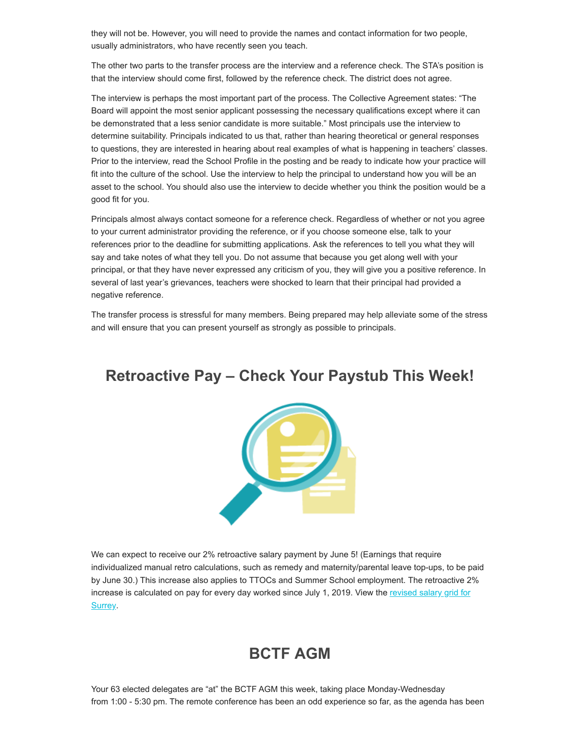they will not be. However, you will need to provide the names and contact information for two people, usually administrators, who have recently seen you teach.

The other two parts to the transfer process are the interview and a reference check. The STA's position is that the interview should come first, followed by the reference check. The district does not agree.

The interview is perhaps the most important part of the process. The Collective Agreement states: "The Board will appoint the most senior applicant possessing the necessary qualifications except where it can be demonstrated that a less senior candidate is more suitable." Most principals use the interview to determine suitability. Principals indicated to us that, rather than hearing theoretical or general responses to questions, they are interested in hearing about real examples of what is happening in teachers' classes. Prior to the interview, read the School Profile in the posting and be ready to indicate how your practice will fit into the culture of the school. Use the interview to help the principal to understand how you will be an asset to the school. You should also use the interview to decide whether you think the position would be a good fit for you.

Principals almost always contact someone for a reference check. Regardless of whether or not you agree to your current administrator providing the reference, or if you choose someone else, talk to your references prior to the deadline for submitting applications. Ask the references to tell you what they will say and take notes of what they tell you. Do not assume that because you get along well with your principal, or that they have never expressed any criticism of you, they will give you a positive reference. In several of last year's grievances, teachers were shocked to learn that their principal had provided a negative reference.

The transfer process is stressful for many members. Being prepared may help alleviate some of the stress and will ensure that you can present yourself as strongly as possible to principals.

## Retroactive Pay – Check Your Paystub This Week!

We can expect to receive our 2% retroactive salary payment by June 5! (Earnings that require individualized manual retro calculations, such as remedy and maternity/parental leave top-ups, to be paid by June 30.) This increase also applies to TTOCs and Summer School employment. The retroactive 2% increase is calculated on pay for every day worked since July 1, 2019. View the [revised salary grid for Surrey](#).

## BCTF AGM

Your 63 elected delegates are "at" the BCTF AGM this week, taking place Monday-Wednesday from 1:00 - 5:30 pm. The remote conference has been an odd experience so far, as the agenda has been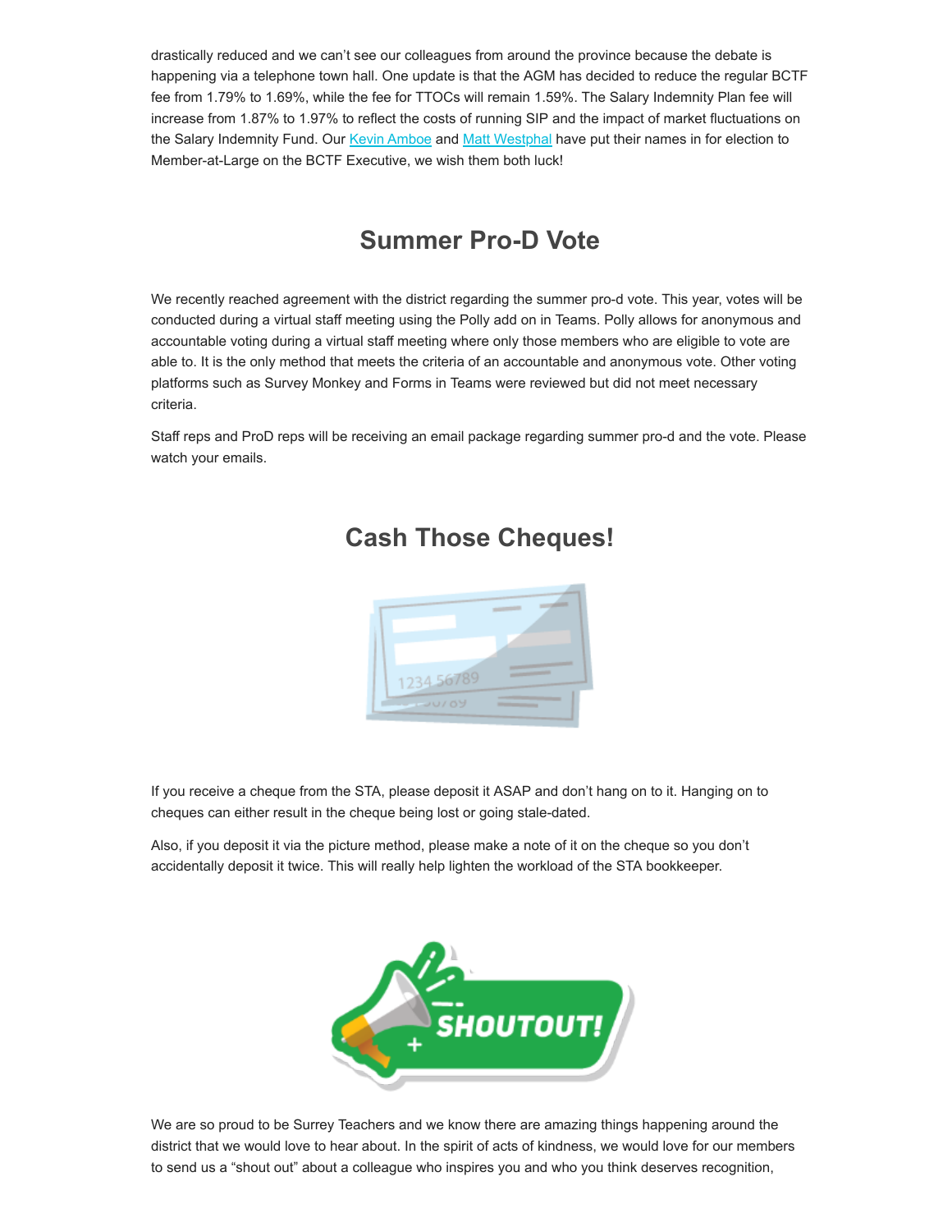drastically reduced and we can't see our colleagues from around the province because the debate is happening via a telephone town hall. One update is that the AGM has decided to reduce the regular BCTF fee from 1.79% to 1.69%, while the fee for TTOCs will remain 1.59%. The Salary Indemnity Plan fee will increase from 1.87% to 1.97% to reflect the costs of running SIP and the impact of market fluctuations on the Salary Indemnity Fund. Our Kevin Amboe and Matt Westphal have put their names in for election to Member-at-Large on the BCTF Executive, we wish them both luck!

## Summer Pro-D Vote

We recently reached agreement with the district regarding the summer pro-d vote. This year, votes will be conducted during a virtual staff meeting using the Polly add on in Teams. Polly allows for anonymous and accountable voting during a virtual staff meeting where only those members who are eligible to vote are able to. It is the only method that meets the criteria of an accountable and anonymous vote. Other voting platforms such as Survey Monkey and Forms in Teams were reviewed but did not meet necessary criteria.

Staff reps and ProD reps will be receiving an email package regarding summer pro-d and the vote. Please watch your emails.

## Cash Those Cheques!

If you receive a cheque from the STA, please deposit it ASAP and don't hang on to it. Hanging on to cheques can either result in the cheque being lost or going stale-dated.

Also, if you deposit it via the picture method, please make a note of it on the cheque so you don't accidentally deposit it twice. This will really help lighten the workload of the STA bookkeeper.

SHOUTOUT!

We are so proud to be Surrey Teachers and we know there are amazing things happening around the district that we would love to hear about. In the spirit of acts of kindness, we would love for our members to send us a "shout out" about a colleague who inspires you and who you think deserves recognition,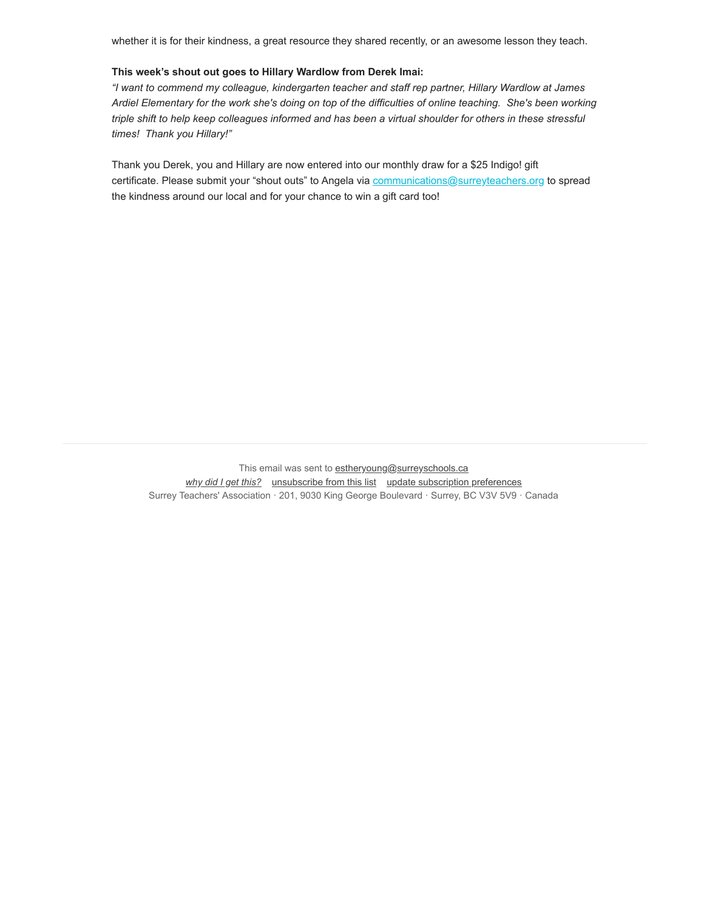whether it is for their kindness, a great resource they shared recently, or an awesome lesson they teach.

**This week's shout out goes to Hillary Wardlow from Derek Imai:**
*"I want to commend my colleague, kindergarten teacher and staff rep partner, Hillary Wardlow at James Ardiel Elementary for the work she's doing on top of the difficulties of online teaching. She's been working triple shift to help keep colleagues informed and has been a virtual shoulder for others in these stressful times! Thank you Hillary!"*

Thank you Derek, you and Hillary are now entered into our monthly draw for a $25 Indigo! gift certificate. Please submit your "shout outs" to Angela via communications@surreyteachers.org to spread the kindness around our local and for your chance to win a gift card too!

---

This email was sent to estheryoung@surreyschools.ca

*why did I get this?* unsubscribe from this list update subscription preferences

Surrey Teachers' Association · 201, 9030 King George Boulevard · Surrey, BC V3V 5V9 · Canada